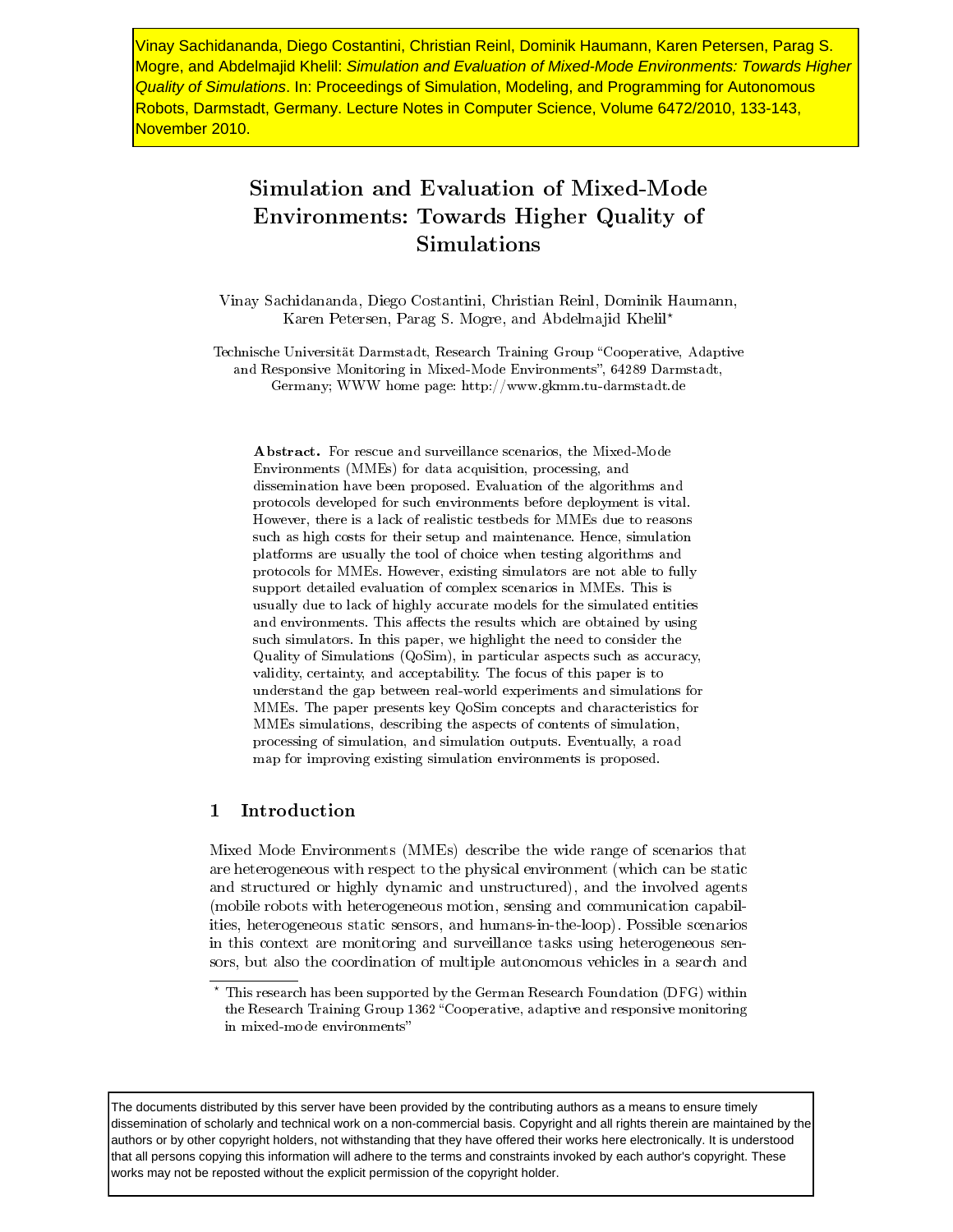Vinay Sachidananda, Diego Costantini, Christian Reinl, Dominik Haumann, Karen Petersen, Parag S. Mogre, and Abdelmajid Khelil: *Simulation and Evaluation of Mixed-Mode Environments: Towards Higher Quality of Simulations*. In: Proceedings of Simulation, Modeling, and Programming for Autonomous Robots, Darmstadt, Germany. Lecture Notes in Computer Science, Volume 6472/2010, 133-143, November 2010.

# Simulation and Evaluation of Mixed-Mode Environments: Towards Higher Quality of Simulations

Vinay Sachidananda, Diego Costantini, Christian Reinl, Dominik Haumann, Karen Petersen, Parag S. Mogre, and Abdelmajid Khelil*

Technische Universität Darmstadt, Research Training Group "Cooperative, Adaptive and Responsive Monitoring in Mixed-Mode Environments", 64289 Darmstadt, Germany; WWW home page: http://www.gkmm.tu-darmstadt.de

**Abstract.** For rescue and surveillance scenarios, the Mixed-Mode Environments (MMEs) for data acquisition, processing, and dissemination have been proposed. Evaluation of the algorithms and protocols developed for such environments before deployment is vital. However, there is a lack of realistic testbeds for MMEs due to reasons such as high costs for their setup and maintenance. Hence, simulation platforms are usually the tool of choice when testing algorithms and protocols for MMEs. However, existing simulators are not able to fully support detailed evaluation of complex scenarios in MMEs. This is usually due to lack of highly accurate models for the simulated entities and environments. This affects the results which are obtained by using such simulators. In this paper, we highlight the need to consider the Quality of Simulations (QoSim), in particular aspects such as accuracy, validity, certainty, and acceptability. The focus of this paper is to understand the gap between real-world experiments and simulations for MMEs. The paper presents key QoSim concepts and characteristics for MMEs simulations, describing the aspects of contents of simulation, processing of simulation, and simulation outputs. Eventually, a road map for improving existing simulation environments is proposed.

## 1 Introduction

Mixed Mode Environments (MMEs) describe the wide range of scenarios that are heterogeneous with respect to the physical environment (which can be static and structured or highly dynamic and unstructured), and the involved agents (mobile robots with heterogeneous motion, sensing and communication capabilities, heterogeneous static sensors, and humans-in-the-loop). Possible scenarios in this context are monitoring and surveillance tasks using heterogeneous sensors, but also the coordination of multiple autonomous vehicles in a search and

* This research has been supported by the German Research Foundation (DFG) within the Research Training Group 1362 "Cooperative, adaptive and responsive monitoring in mixed-mode environments"

The documents distributed by this server have been provided by the contributing authors as a means to ensure timely dissemination of scholarly and technical work on a non-commercial basis. Copyright and all rights therein are maintained by the authors or by other copyright holders, not withstanding that they have offered their works here electronically. It is understood that all persons copying this information will adhere to the terms and constraints invoked by each author's copyright. These works may not be reposted without the explicit permission of the copyright holder.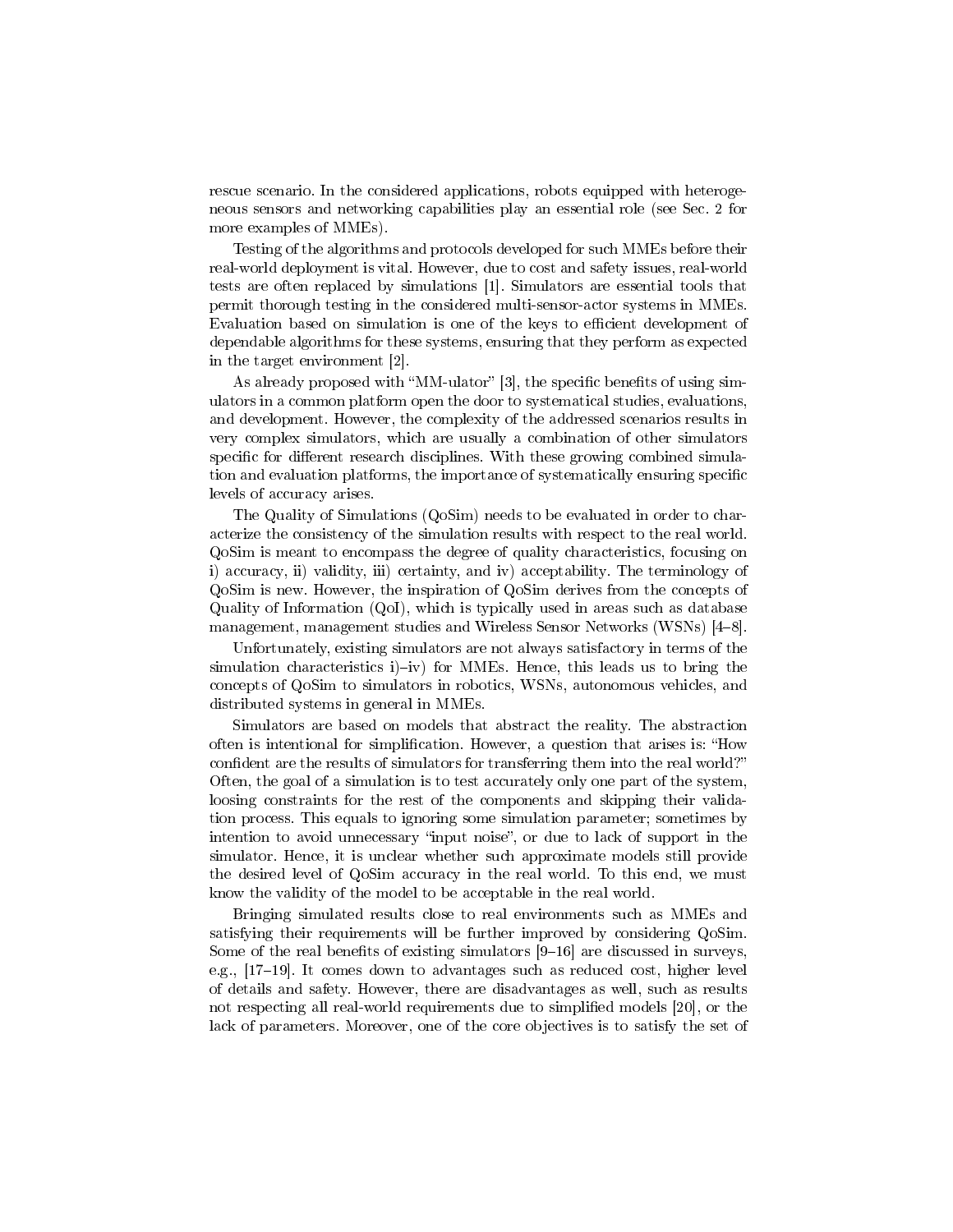rescue scenario. In the considered applications, robots equipped with heterogeneous sensors and networking capabilities play an essential role (see Sec. 2 for more examples of MMEs).

Testing of the algorithms and protocols developed for such MMEs before their real-world deployment is vital. However, due to cost and safety issues, real-world tests are often replaced by simulations [1]. Simulators are essential tools that permit thorough testing in the considered multi-sensor-actor systems in MMEs. Evaluation based on simulation is one of the keys to efficient development of dependable algorithms for these systems, ensuring that they perform as expected in the target environment [2].

As already proposed with "MM-ulator" [3], the specific benefits of using simulators in a common platform open the door to systematical studies, evaluations, and development. However, the complexity of the addressed scenarios results in very complex simulators, which are usually a combination of other simulators specific for different research disciplines. With these growing combined simulation and evaluation platforms, the importance of systematically ensuring specific levels of accuracy arises.

The Quality of Simulations (QoSim) needs to be evaluated in order to characterize the consistency of the simulation results with respect to the real world. QoSim is meant to encompass the degree of quality characteristics, focusing on i) accuracy, ii) validity, iii) certainty, and iv) acceptability. The terminology of QoSim is new. However, the inspiration of QoSim derives from the concepts of Quality of Information (QoI), which is typically used in areas such as database management, management studies and Wireless Sensor Networks (WSNs) [4–8].

Unfortunately, existing simulators are not always satisfactory in terms of the simulation characteristics i)–iv) for MMEs. Hence, this leads us to bring the concepts of QoSim to simulators in robotics, WSNs, autonomous vehicles, and distributed systems in general in MMEs.

Simulators are based on models that abstract the reality. The abstraction often is intentional for simplification. However, a question that arises is: "How confident are the results of simulators for transferring them into the real world?" Often, the goal of a simulation is to test accurately only one part of the system, loosing constraints for the rest of the components and skipping their validation process. This equals to ignoring some simulation parameter; sometimes by intention to avoid unnecessary "input noise", or due to lack of support in the simulator. Hence, it is unclear whether such approximate models still provide the desired level of QoSim accuracy in the real world. To this end, we must know the validity of the model to be acceptable in the real world.

Bringing simulated results close to real environments such as MMEs and satisfying their requirements will be further improved by considering QoSim. Some of the real benefits of existing simulators [9–16] are discussed in surveys, e.g., [17–19]. It comes down to advantages such as reduced cost, higher level of details and safety. However, there are disadvantages as well, such as results not respecting all real-world requirements due to simplified models [20], or the lack of parameters. Moreover, one of the core objectives is to satisfy the set of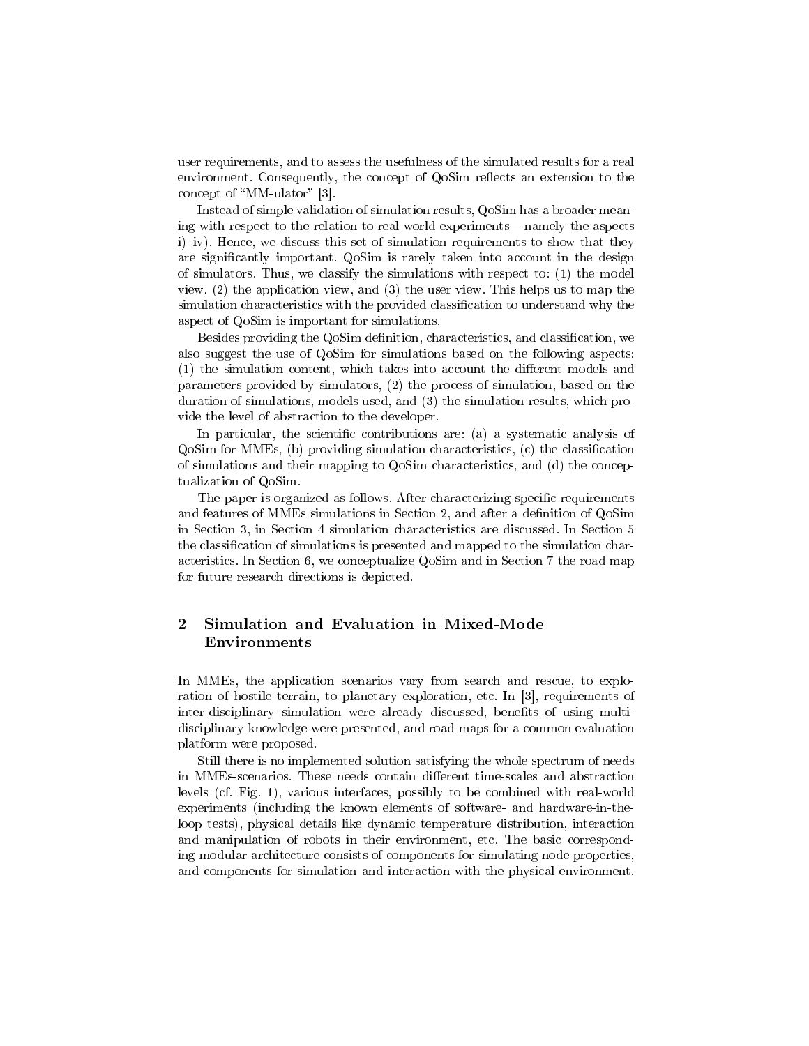user requirements, and to assess the usefulness of the simulated results for a real environment. Consequently, the concept of QoSim reflects an extension to the concept of "MM-ulator" [3].

Instead of simple validation of simulation results, QoSim has a broader meaning with respect to the relation to real-world experiments – namely the aspects i)–iv). Hence, we discuss this set of simulation requirements to show that they are significantly important. QoSim is rarely taken into account in the design of simulators. Thus, we classify the simulations with respect to: (1) the model view, (2) the application view, and (3) the user view. This helps us to map the simulation characteristics with the provided classification to understand why the aspect of QoSim is important for simulations.

Besides providing the QoSim definition, characteristics, and classification, we also suggest the use of QoSim for simulations based on the following aspects: (1) the simulation content, which takes into account the different models and parameters provided by simulators, (2) the process of simulation, based on the duration of simulations, models used, and (3) the simulation results, which provide the level of abstraction to the developer.

In particular, the scientific contributions are: (a) a systematic analysis of QoSim for MMEs, (b) providing simulation characteristics, (c) the classification of simulations and their mapping to QoSim characteristics, and (d) the conceptualization of QoSim.

The paper is organized as follows. After characterizing specific requirements and features of MMEs simulations in Section 2, and after a definition of QoSim in Section 3, in Section 4 simulation characteristics are discussed. In Section 5 the classification of simulations is presented and mapped to the simulation characteristics. In Section 6, we conceptualize QoSim and in Section 7 the road map for future research directions is depicted.

## 2 Simulation and Evaluation in Mixed-Mode Environments

In MMEs, the application scenarios vary from search and rescue, to exploration of hostile terrain, to planetary exploration, etc. In [3], requirements of inter-disciplinary simulation were already discussed, benefits of using multi-disciplinary knowledge were presented, and road-maps for a common evaluation platform were proposed.

Still there is no implemented solution satisfying the whole spectrum of needs in MMEs-scenarios. These needs contain different time-scales and abstraction levels (cf. Fig. 1), various interfaces, possibly to be combined with real-world experiments (including the known elements of software- and hardware-in-the-loop tests), physical details like dynamic temperature distribution, interaction and manipulation of robots in their environment, etc. The basic corresponding modular architecture consists of components for simulating node properties, and components for simulation and interaction with the physical environment.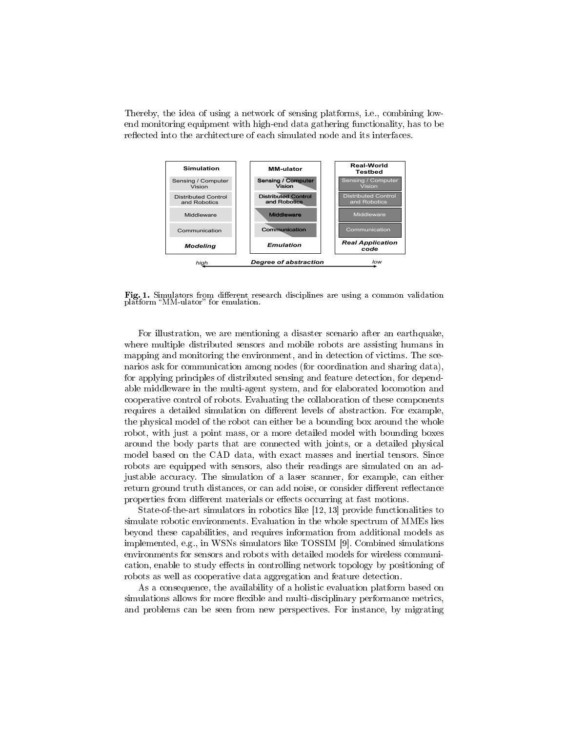Thereby, the idea of using a network of sensing platforms, i.e., combining low-end monitoring equipment with high-end data gathering functionality, has to be reflected into the architecture of each simulated node and its interfaces.

Simulation
Sensing / Computer Vision
Distributed Control and Robotics
Middleware
Communication
*Modeling*

MM-ulator
Sensing / Computer Vision
Distributed Control and Robotics
Middleware
Communication
*Emulation*

Real-World Testbed
Sensing / Computer Vision
Distributed Control and Robotics
Middleware
Communication
*Real Application code*

high — *Degree of abstraction* — low

**Fig. 1.** Simulators from different research disciplines are using a common validation platform "MM-ulator" for emulation.

For illustration, we are mentioning a disaster scenario after an earthquake, where multiple distributed sensors and mobile robots are assisting humans in mapping and monitoring the environment, and in detection of victims. The scenarios ask for communication among nodes (for coordination and sharing data), for applying principles of distributed sensing and feature detection, for dependable middleware in the multi-agent system, and for elaborated locomotion and cooperative control of robots. Evaluating the collaboration of these components requires a detailed simulation on different levels of abstraction. For example, the physical model of the robot can either be a bounding box around the whole robot, with just a point mass, or a more detailed model with bounding boxes around the body parts that are connected with joints, or a detailed physical model based on the CAD data, with exact masses and inertial tensors. Since robots are equipped with sensors, also their readings are simulated on an adjustable accuracy. The simulation of a laser scanner, for example, can either return ground truth distances, or can add noise, or consider different reflectance properties from different materials or effects occurring at fast motions.

State-of-the-art simulators in robotics like [12, 13] provide functionalities to simulate robotic environments. Evaluation in the whole spectrum of MMEs lies beyond these capabilities, and requires information from additional models as implemented, e.g., in WSNs simulators like TOSSIM [9]. Combined simulations environments for sensors and robots with detailed models for wireless communication, enable to study effects in controlling network topology by positioning of robots as well as cooperative data aggregation and feature detection.

As a consequence, the availability of a holistic evaluation platform based on simulations allows for more flexible and multi-disciplinary performance metrics, and problems can be seen from new perspectives. For instance, by migrating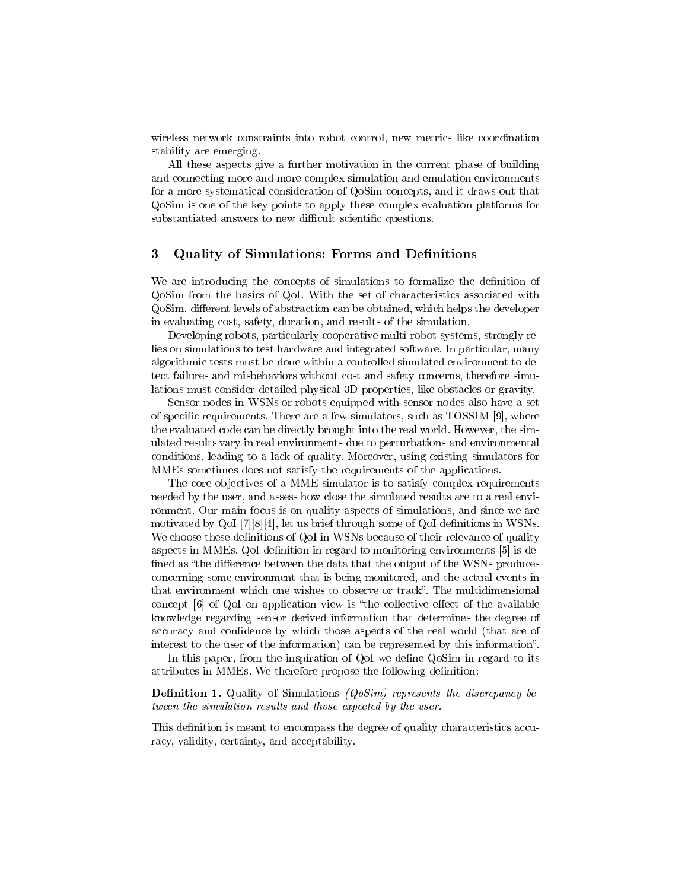wireless network constraints into robot control, new metrics like coordination stability are emerging.

All these aspects give a further motivation in the current phase of building and connecting more and more complex simulation and emulation environments for a more systematical consideration of QoSim concepts, and it draws out that QoSim is one of the key points to apply these complex evaluation platforms for substantiated answers to new difficult scientific questions.

## 3 Quality of Simulations: Forms and Definitions

We are introducing the concepts of simulations to formalize the definition of QoSim from the basics of QoI. With the set of characteristics associated with QoSim, different levels of abstraction can be obtained, which helps the developer in evaluating cost, safety, duration, and results of the simulation.

Developing robots, particularly cooperative multi-robot systems, strongly relies on simulations to test hardware and integrated software. In particular, many algorithmic tests must be done within a controlled simulated environment to detect failures and misbehaviors without cost and safety concerns, therefore simulations must consider detailed physical 3D properties, like obstacles or gravity.

Sensor nodes in WSNs or robots equipped with sensor nodes also have a set of specific requirements. There are a few simulators, such as TOSSIM [9], where the evaluated code can be directly brought into the real world. However, the simulated results vary in real environments due to perturbations and environmental conditions, leading to a lack of quality. Moreover, using existing simulators for MMEs sometimes does not satisfy the requirements of the applications.

The core objectives of a MME-simulator is to satisfy complex requirements needed by the user, and assess how close the simulated results are to a real environment. Our main focus is on quality aspects of simulations, and since we are motivated by QoI [7][8][4], let us brief through some of QoI definitions in WSNs. We choose these definitions of QoI in WSNs because of their relevance of quality aspects in MMEs. QoI definition in regard to monitoring environments [5] is defined as "the difference between the data that the output of the WSNs produces concerning some environment that is being monitored, and the actual events in that environment which one wishes to observe or track". The multidimensional concept [6] of QoI on application view is "the collective effect of the available knowledge regarding sensor derived information that determines the degree of accuracy and confidence by which those aspects of the real world (that are of interest to the user of the information) can be represented by this information".

In this paper, from the inspiration of QoI we define QoSim in regard to its attributes in MMEs. We therefore propose the following definition:

**Definition 1.** Quality of Simulations *(QoSim) represents the discrepancy between the simulation results and those expected by the user.*

This definition is meant to encompass the degree of quality characteristics accuracy, validity, certainty, and acceptability.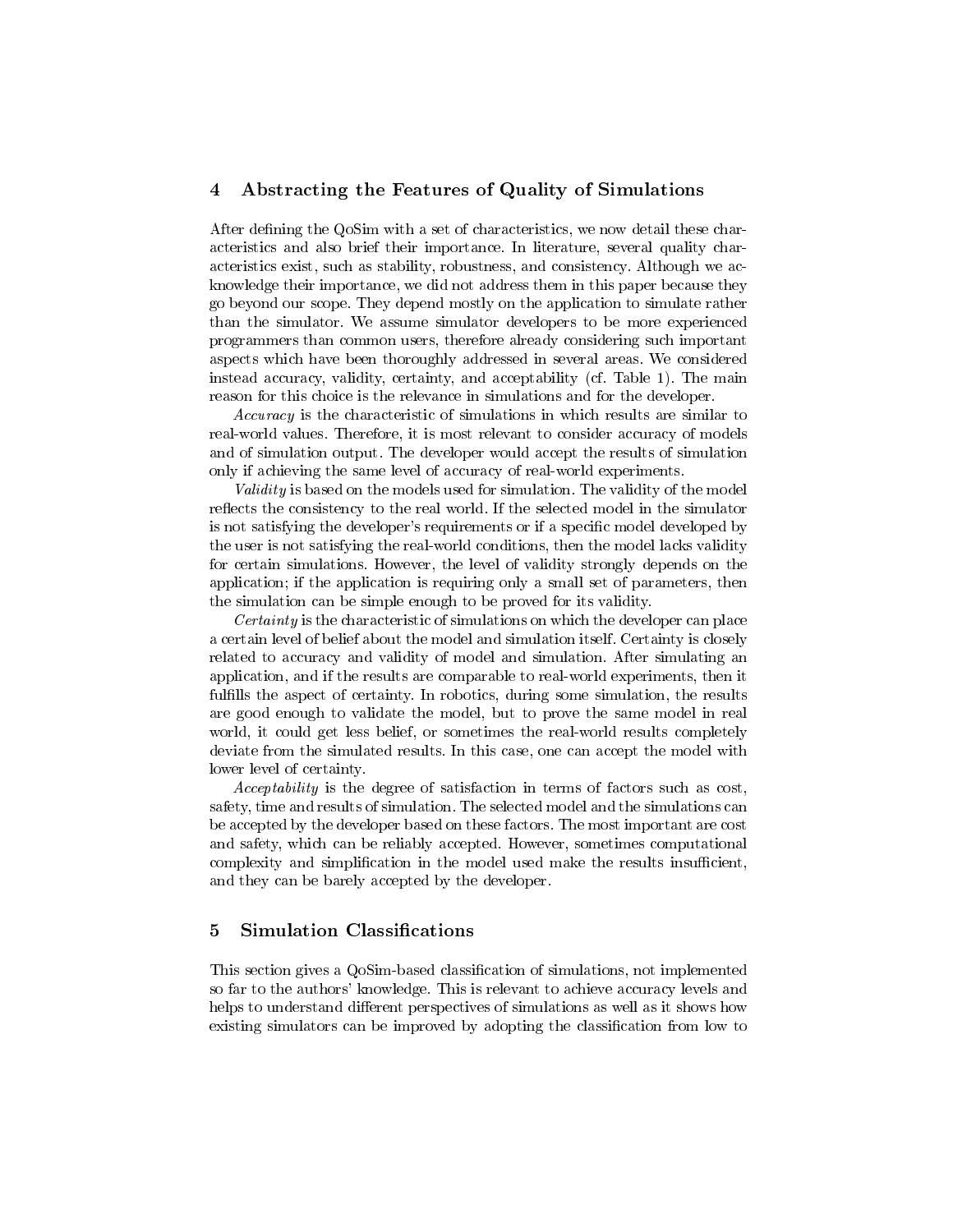## 4 Abstracting the Features of Quality of Simulations

After defining the QoSim with a set of characteristics, we now detail these characteristics and also brief their importance. In literature, several quality characteristics exist, such as stability, robustness, and consistency. Although we acknowledge their importance, we did not address them in this paper because they go beyond our scope. They depend mostly on the application to simulate rather than the simulator. We assume simulator developers to be more experienced programmers than common users, therefore already considering such important aspects which have been thoroughly addressed in several areas. We considered instead accuracy, validity, certainty, and acceptability (cf. Table 1). The main reason for this choice is the relevance in simulations and for the developer.

*Accuracy* is the characteristic of simulations in which results are similar to real-world values. Therefore, it is most relevant to consider accuracy of models and of simulation output. The developer would accept the results of simulation only if achieving the same level of accuracy of real-world experiments.

*Validity* is based on the models used for simulation. The validity of the model reflects the consistency to the real world. If the selected model in the simulator is not satisfying the developer's requirements or if a specific model developed by the user is not satisfying the real-world conditions, then the model lacks validity for certain simulations. However, the level of validity strongly depends on the application; if the application is requiring only a small set of parameters, then the simulation can be simple enough to be proved for its validity.

*Certainty* is the characteristic of simulations on which the developer can place a certain level of belief about the model and simulation itself. Certainty is closely related to accuracy and validity of model and simulation. After simulating an application, and if the results are comparable to real-world experiments, then it fulfills the aspect of certainty. In robotics, during some simulation, the results are good enough to validate the model, but to prove the same model in real world, it could get less belief, or sometimes the real-world results completely deviate from the simulated results. In this case, one can accept the model with lower level of certainty.

*Acceptability* is the degree of satisfaction in terms of factors such as cost, safety, time and results of simulation. The selected model and the simulations can be accepted by the developer based on these factors. The most important are cost and safety, which can be reliably accepted. However, sometimes computational complexity and simplification in the model used make the results insufficient, and they can be barely accepted by the developer.

## 5 Simulation Classifications

This section gives a QoSim-based classification of simulations, not implemented so far to the authors' knowledge. This is relevant to achieve accuracy levels and helps to understand different perspectives of simulations as well as it shows how existing simulators can be improved by adopting the classification from low to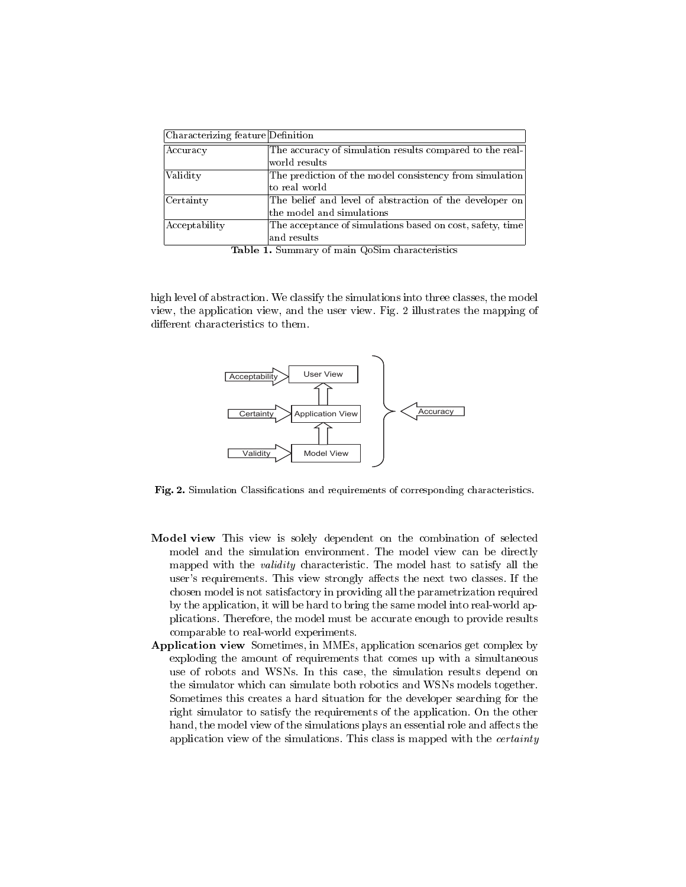| Characterizing feature | Definition |
|---|---|
| Accuracy | The accuracy of simulation results compared to the real-world results |
| Validity | The prediction of the model consistency from simulation to real world |
| Certainty | The belief and level of abstraction of the developer on the model and simulations |
| Acceptability | The acceptance of simulations based on cost, safety, time and results |

**Table 1.** Summary of main QoSim characteristics

high level of abstraction. We classify the simulations into three classes, the model view, the application view, and the user view. Fig. 2 illustrates the mapping of different characteristics to them.

**Fig. 2.** Simulation Classifications and requirements of corresponding characteristics.

**Model view** This view is solely dependent on the combination of selected model and the simulation environment. The model view can be directly mapped with the *validity* characteristic. The model hast to satisfy all the user's requirements. This view strongly affects the next two classes. If the chosen model is not satisfactory in providing all the parametrization required by the application, it will be hard to bring the same model into real-world applications. Therefore, the model must be accurate enough to provide results comparable to real-world experiments.

**Application view** Sometimes, in MMEs, application scenarios get complex by exploding the amount of requirements that comes up with a simultaneous use of robots and WSNs. In this case, the simulation results depend on the simulator which can simulate both robotics and WSNs models together. Sometimes this creates a hard situation for the developer searching for the right simulator to satisfy the requirements of the application. On the other hand, the model view of the simulations plays an essential role and affects the application view of the simulations. This class is mapped with the *certainty*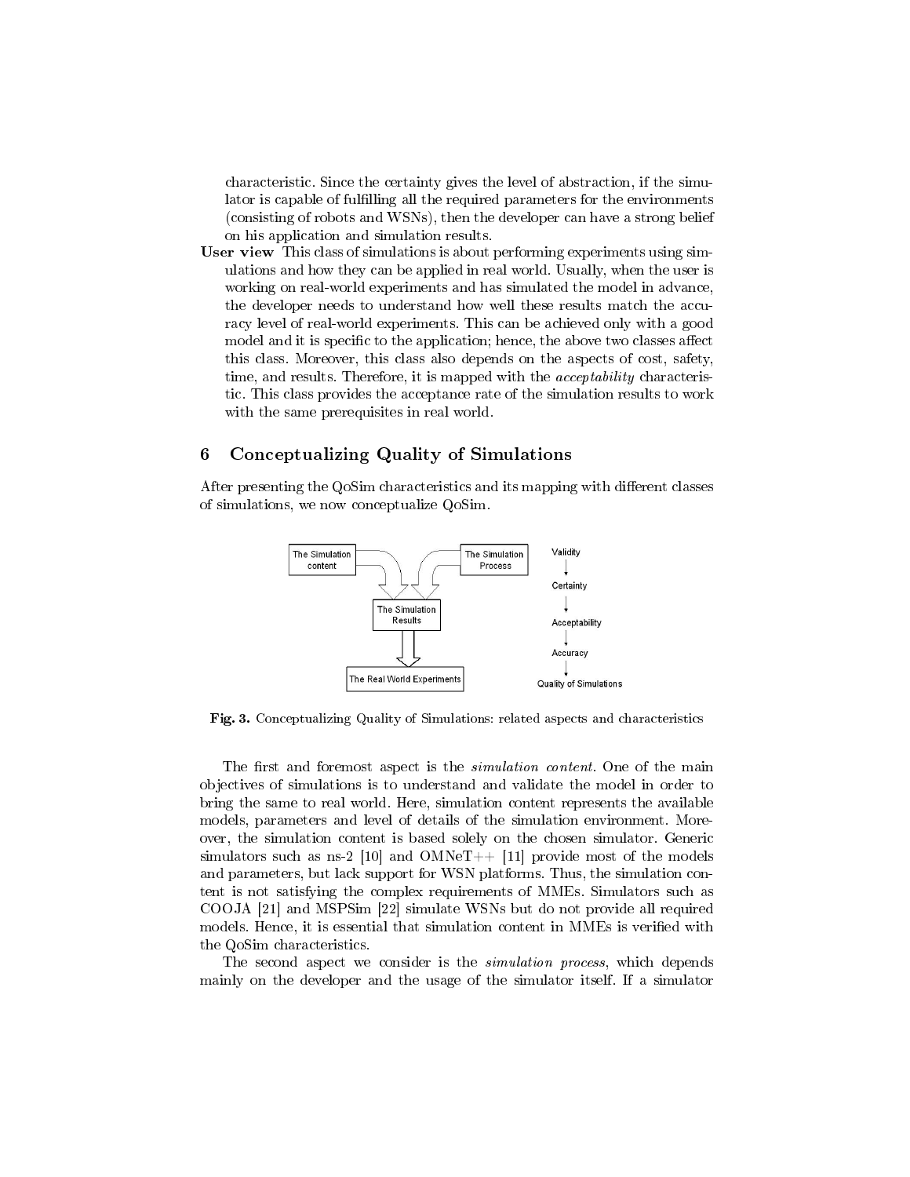characteristic. Since the certainty gives the level of abstraction, if the simulator is capable of fulfilling all the required parameters for the environments (consisting of robots and WSNs), then the developer can have a strong belief on his application and simulation results.

**User view** This class of simulations is about performing experiments using simulations and how they can be applied in real world. Usually, when the user is working on real-world experiments and has simulated the model in advance, the developer needs to understand how well these results match the accuracy level of real-world experiments. This can be achieved only with a good model and it is specific to the application; hence, the above two classes affect this class. Moreover, this class also depends on the aspects of cost, safety, time, and results. Therefore, it is mapped with the *acceptability* characteristic. This class provides the acceptance rate of the simulation results to work with the same prerequisites in real world.

## 6 Conceptualizing Quality of Simulations

After presenting the QoSim characteristics and its mapping with different classes of simulations, we now conceptualize QoSim.

**Fig. 3.** Conceptualizing Quality of Simulations: related aspects and characteristics

The first and foremost aspect is the *simulation content*. One of the main objectives of simulations is to understand and validate the model in order to bring the same to real world. Here, simulation content represents the available models, parameters and level of details of the simulation environment. Moreover, the simulation content is based solely on the chosen simulator. Generic simulators such as ns-2 [10] and OMNeT++ [11] provide most of the models and parameters, but lack support for WSN platforms. Thus, the simulation content is not satisfying the complex requirements of MMEs. Simulators such as COOJA [21] and MSPSim [22] simulate WSNs but do not provide all required models. Hence, it is essential that simulation content in MMEs is verified with the QoSim characteristics.

The second aspect we consider is the *simulation process*, which depends mainly on the developer and the usage of the simulator itself. If a simulator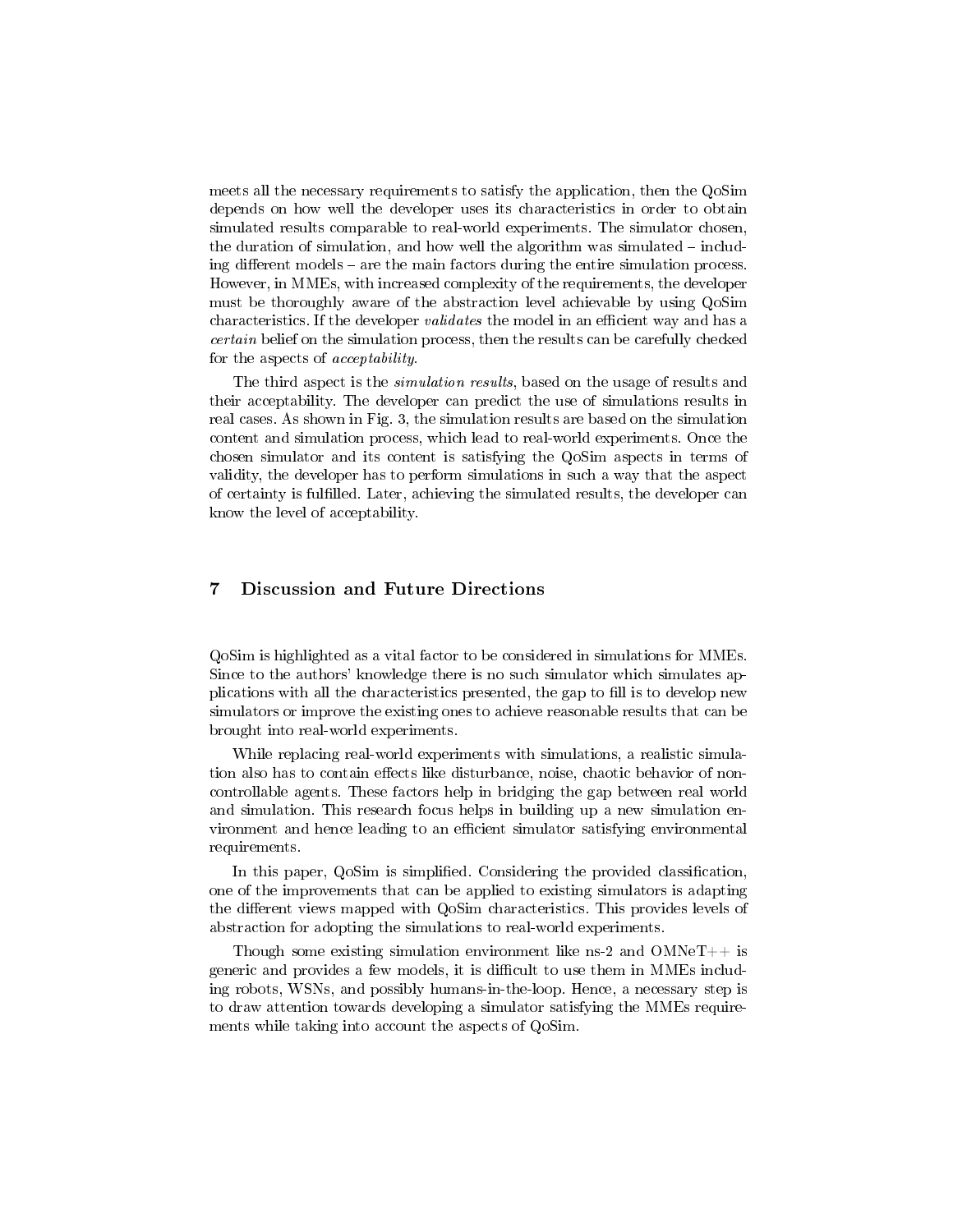meets all the necessary requirements to satisfy the application, then the QoSim depends on how well the developer uses its characteristics in order to obtain simulated results comparable to real-world experiments. The simulator chosen, the duration of simulation, and how well the algorithm was simulated – including different models – are the main factors during the entire simulation process. However, in MMEs, with increased complexity of the requirements, the developer must be thoroughly aware of the abstraction level achievable by using QoSim characteristics. If the developer *validates* the model in an efficient way and has a *certain* belief on the simulation process, then the results can be carefully checked for the aspects of *acceptability*.

The third aspect is the *simulation results*, based on the usage of results and their acceptability. The developer can predict the use of simulations results in real cases. As shown in Fig. 3, the simulation results are based on the simulation content and simulation process, which lead to real-world experiments. Once the chosen simulator and its content is satisfying the QoSim aspects in terms of validity, the developer has to perform simulations in such a way that the aspect of certainty is fulfilled. Later, achieving the simulated results, the developer can know the level of acceptability.

## 7 Discussion and Future Directions

QoSim is highlighted as a vital factor to be considered in simulations for MMEs. Since to the authors' knowledge there is no such simulator which simulates applications with all the characteristics presented, the gap to fill is to develop new simulators or improve the existing ones to achieve reasonable results that can be brought into real-world experiments.

While replacing real-world experiments with simulations, a realistic simulation also has to contain effects like disturbance, noise, chaotic behavior of non-controllable agents. These factors help in bridging the gap between real world and simulation. This research focus helps in building up a new simulation environment and hence leading to an efficient simulator satisfying environmental requirements.

In this paper, QoSim is simplified. Considering the provided classification, one of the improvements that can be applied to existing simulators is adapting the different views mapped with QoSim characteristics. This provides levels of abstraction for adopting the simulations to real-world experiments.

Though some existing simulation environment like ns-2 and OMNeT++ is generic and provides a few models, it is difficult to use them in MMEs including robots, WSNs, and possibly humans-in-the-loop. Hence, a necessary step is to draw attention towards developing a simulator satisfying the MMEs requirements while taking into account the aspects of QoSim.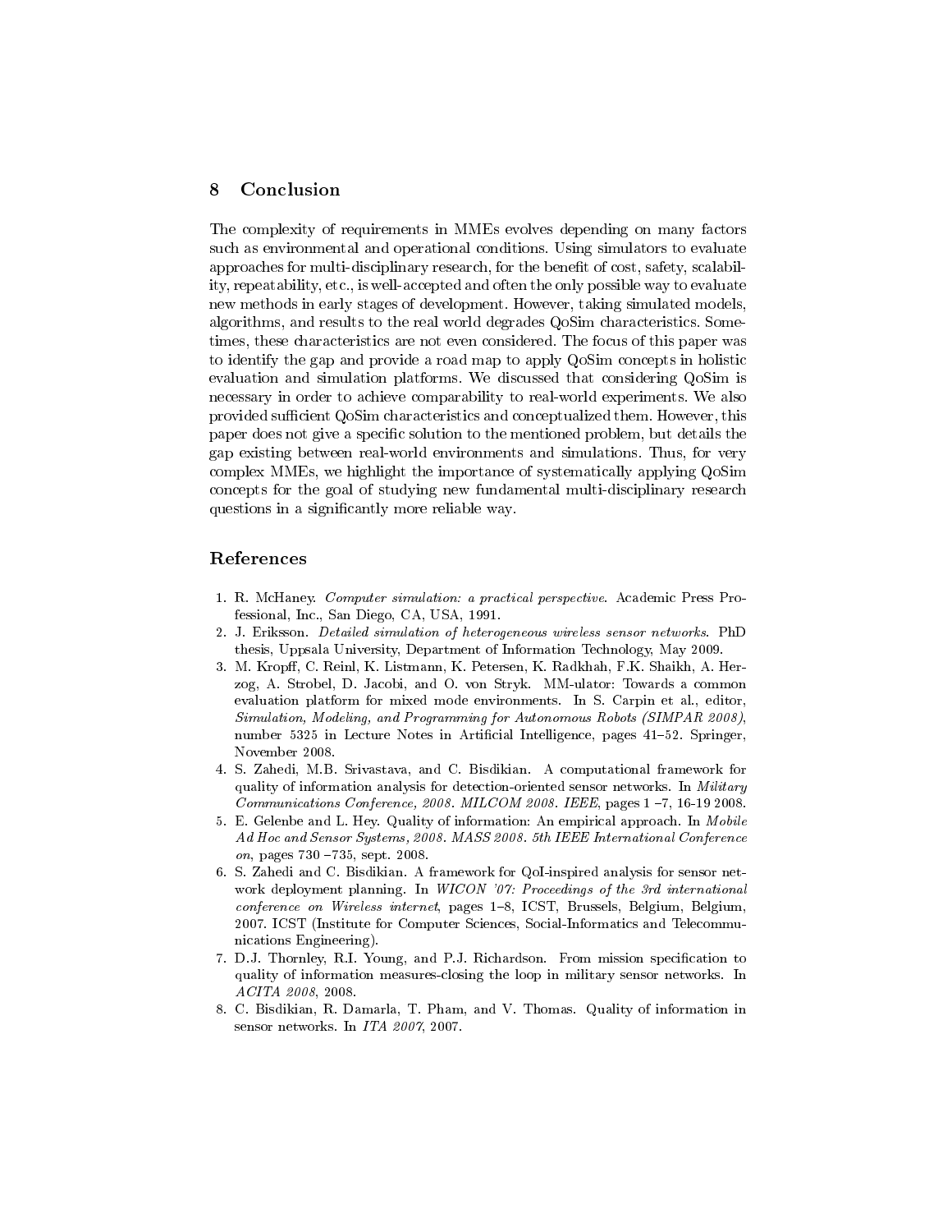## 8 Conclusion

The complexity of requirements in MMEs evolves depending on many factors such as environmental and operational conditions. Using simulators to evaluate approaches for multi-disciplinary research, for the benefit of cost, safety, scalability, repeatability, etc., is well-accepted and often the only possible way to evaluate new methods in early stages of development. However, taking simulated models, algorithms, and results to the real world degrades QoSim characteristics. Sometimes, these characteristics are not even considered. The focus of this paper was to identify the gap and provide a road map to apply QoSim concepts in holistic evaluation and simulation platforms. We discussed that considering QoSim is necessary in order to achieve comparability to real-world experiments. We also provided sufficient QoSim characteristics and conceptualized them. However, this paper does not give a specific solution to the mentioned problem, but details the gap existing between real-world environments and simulations. Thus, for very complex MMEs, we highlight the importance of systematically applying QoSim concepts for the goal of studying new fundamental multi-disciplinary research questions in a significantly more reliable way.

## References

1. R. McHaney. *Computer simulation: a practical perspective*. Academic Press Professional, Inc., San Diego, CA, USA, 1991.
2. J. Eriksson. *Detailed simulation of heterogeneous wireless sensor networks*. PhD thesis, Uppsala University, Department of Information Technology, May 2009.
3. M. Kropff, C. Reinl, K. Listmann, K. Petersen, K. Radkhah, F.K. Shaikh, A. Herzog, A. Strobel, D. Jacobi, and O. von Stryk. MM-ulator: Towards a common evaluation platform for mixed mode environments. In S. Carpin et al., editor, *Simulation, Modeling, and Programming for Autonomous Robots (SIMPAR 2008)*, number 5325 in Lecture Notes in Artificial Intelligence, pages 41–52. Springer, November 2008.
4. S. Zahedi, M.B. Srivastava, and C. Bisdikian. A computational framework for quality of information analysis for detection-oriented sensor networks. In *Military Communications Conference, 2008. MILCOM 2008. IEEE*, pages 1 –7, 16-19 2008.
5. E. Gelenbe and L. Hey. Quality of information: An empirical approach. In *Mobile Ad Hoc and Sensor Systems, 2008. MASS 2008. 5th IEEE International Conference on*, pages 730 –735, sept. 2008.
6. S. Zahedi and C. Bisdikian. A framework for QoI-inspired analysis for sensor network deployment planning. In *WICON '07: Proceedings of the 3rd international conference on Wireless internet*, pages 1–8, ICST, Brussels, Belgium, Belgium, 2007. ICST (Institute for Computer Sciences, Social-Informatics and Telecommunications Engineering).
7. D.J. Thornley, R.I. Young, and P.J. Richardson. From mission specification to quality of information measures-closing the loop in military sensor networks. In *ACITA 2008*, 2008.
8. C. Bisdikian, R. Damarla, T. Pham, and V. Thomas. Quality of information in sensor networks. In *ITA 2007*, 2007.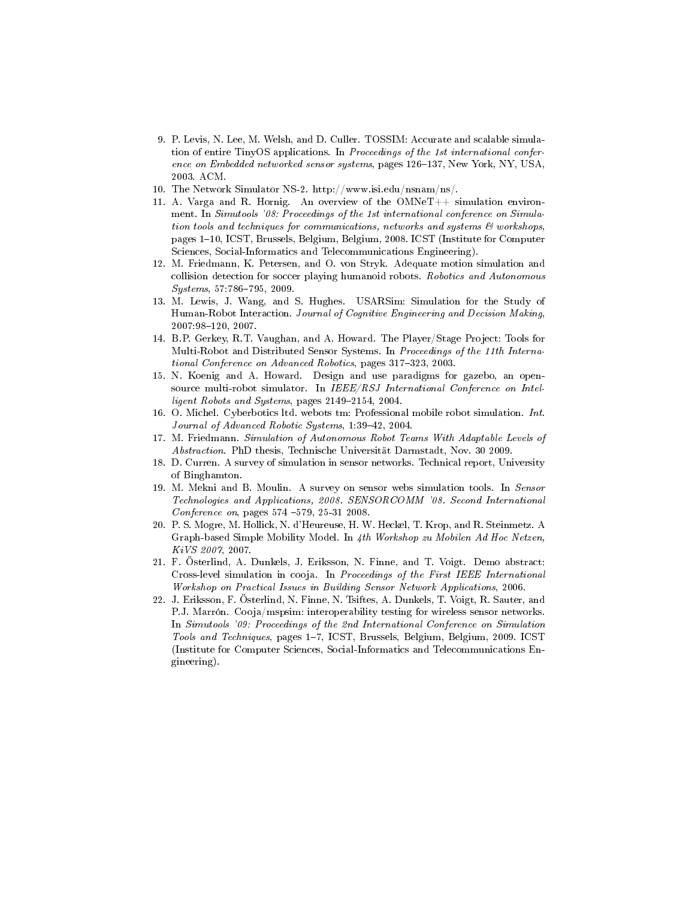9. P. Levis, N. Lee, M. Welsh, and D. Culler. TOSSIM: Accurate and scalable simulation of entire TinyOS applications. In *Proceedings of the 1st international conference on Embedded networked sensor systems*, pages 126–137, New York, NY, USA, 2003. ACM.
10. The Network Simulator NS-2. http://www.isi.edu/nsnam/ns/.
11. A. Varga and R. Hornig. An overview of the OMNeT++ simulation environment. In *Simutools '08: Proceedings of the 1st international conference on Simulation tools and techniques for communications, networks and systems & workshops*, pages 1–10, ICST, Brussels, Belgium, Belgium, 2008. ICST (Institute for Computer Sciences, Social-Informatics and Telecommunications Engineering).
12. M. Friedmann, K. Petersen, and O. von Stryk. Adequate motion simulation and collision detection for soccer playing humanoid robots. *Robotics and Autonomous Systems*, 57:786–795, 2009.
13. M. Lewis, J. Wang, and S. Hughes. USARSim: Simulation for the Study of Human-Robot Interaction. *Journal of Cognitive Engineering and Decision Making*, 2007:98–120, 2007.
14. B.P. Gerkey, R.T. Vaughan, and A. Howard. The Player/Stage Project: Tools for Multi-Robot and Distributed Sensor Systems. In *Proceedings of the 11th International Conference on Advanced Robotics*, pages 317–323, 2003.
15. N. Koenig and A. Howard. Design and use paradigms for gazebo, an open-source multi-robot simulator. In *IEEE/RSJ International Conference on Intelligent Robots and Systems*, pages 2149–2154, 2004.
16. O. Michel. Cyberbotics ltd. webots tm: Professional mobile robot simulation. *Int. Journal of Advanced Robotic Systems*, 1:39–42, 2004.
17. M. Friedmann. *Simulation of Autonomous Robot Teams With Adaptable Levels of Abstraction*. PhD thesis, Technische Universität Darmstadt, Nov. 30 2009.
18. D. Curren. A survey of simulation in sensor networks. Technical report, University of Binghamton.
19. M. Mekni and B. Moulin. A survey on sensor webs simulation tools. In *Sensor Technologies and Applications, 2008. SENSORCOMM '08. Second International Conference on*, pages 574 –579, 25-31 2008.
20. P. S. Mogre, M. Hollick, N. d'Heureuse, H. W. Heckel, T. Krop, and R. Steinmetz. A Graph-based Simple Mobility Model. In *4th Workshop zu Mobilen Ad Hoc Netzen, KiVS 2007*, 2007.
21. F. Österlind, A. Dunkels, J. Eriksson, N. Finne, and T. Voigt. Demo abstract: Cross-level simulation in cooja. In *Proceedings of the First IEEE International Workshop on Practical Issues in Building Sensor Network Applications*, 2006.
22. J. Eriksson, F. Österlind, N. Finne, N. Tsiftes, A. Dunkels, T. Voigt, R. Sauter, and P.J. Marrón. Cooja/mspsim: interoperability testing for wireless sensor networks. In *Simutools '09: Proceedings of the 2nd International Conference on Simulation Tools and Techniques*, pages 1–7, ICST, Brussels, Belgium, Belgium, 2009. ICST (Institute for Computer Sciences, Social-Informatics and Telecommunications Engineering).